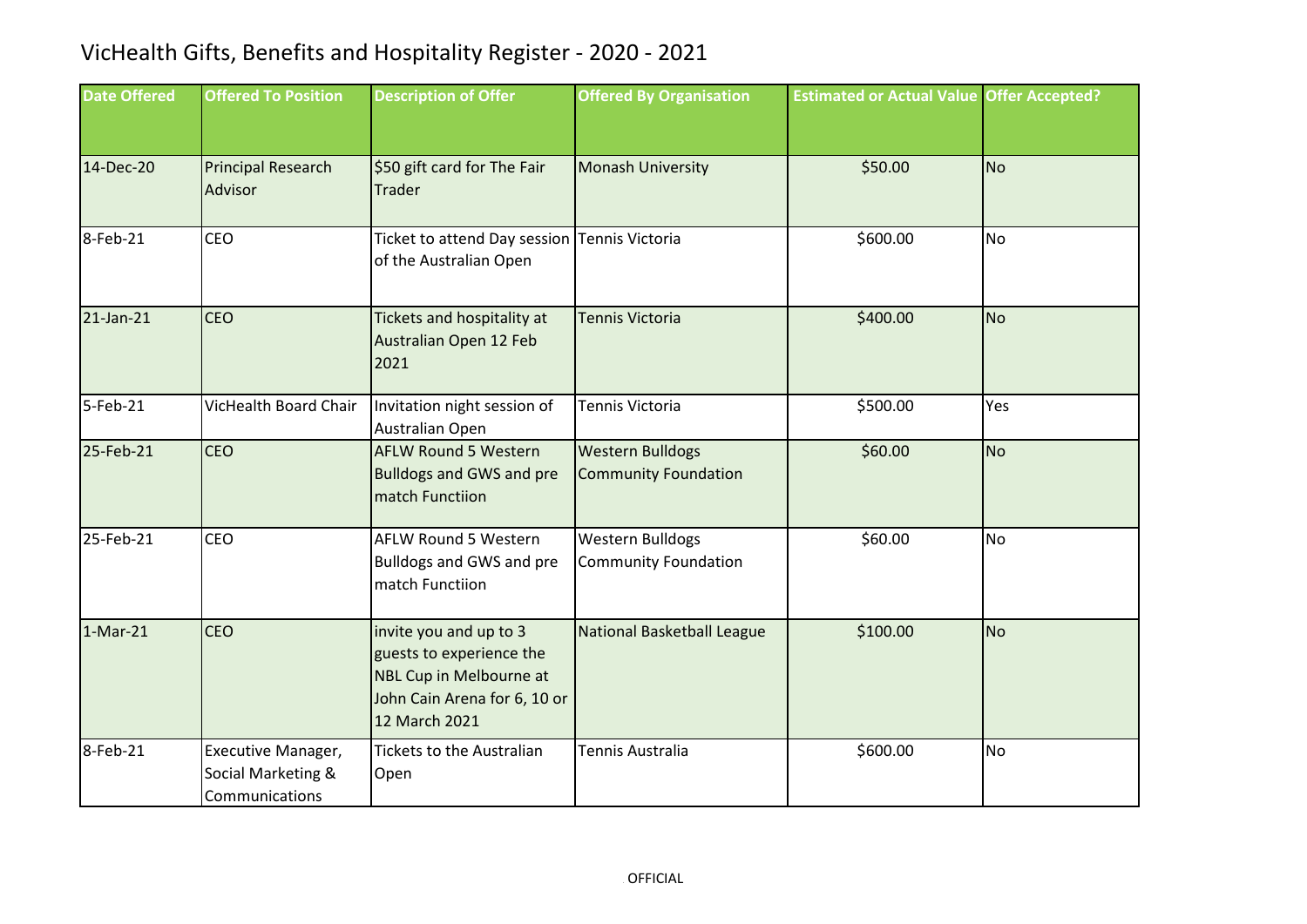# VicHealth Gifts, Benefits and Hospitality Register - 2020 - 2021

| Date Offered | Offered To Position | Description of Offer | Offered By Organisation | Estimated or Actual Value | Offer Accepted? |
|---|---|---|---|---|---|
| 14-Dec-20 | Principal Research Advisor | $50 gift card for The Fair Trader | Monash University | $50.00 | No |
| 8-Feb-21 | CEO | Ticket to attend Day session of the Australian Open | Tennis Victoria | $600.00 | No |
| 21-Jan-21 | CEO | Tickets and hospitality at Australian Open 12 Feb 2021 | Tennis Victoria | $400.00 | No |
| 5-Feb-21 | VicHealth Board Chair | Invitation night session of Australian Open | Tennis Victoria | $500.00 | Yes |
| 25-Feb-21 | CEO | AFLW Round 5 Western Bulldogs and GWS and pre match Functiion | Western Bulldogs Community Foundation | $60.00 | No |
| 25-Feb-21 | CEO | AFLW Round 5 Western Bulldogs and GWS and pre match Functiion | Western Bulldogs Community Foundation | $60.00 | No |
| 1-Mar-21 | CEO | invite you and up to 3 guests to experience the NBL Cup in Melbourne at John Cain Arena for 6, 10 or 12 March 2021 | National Basketball League | $100.00 | No |
| 8-Feb-21 | Executive Manager, Social Marketing & Communications | Tickets to the Australian Open | Tennis Australia | $600.00 | No |

OFFICIAL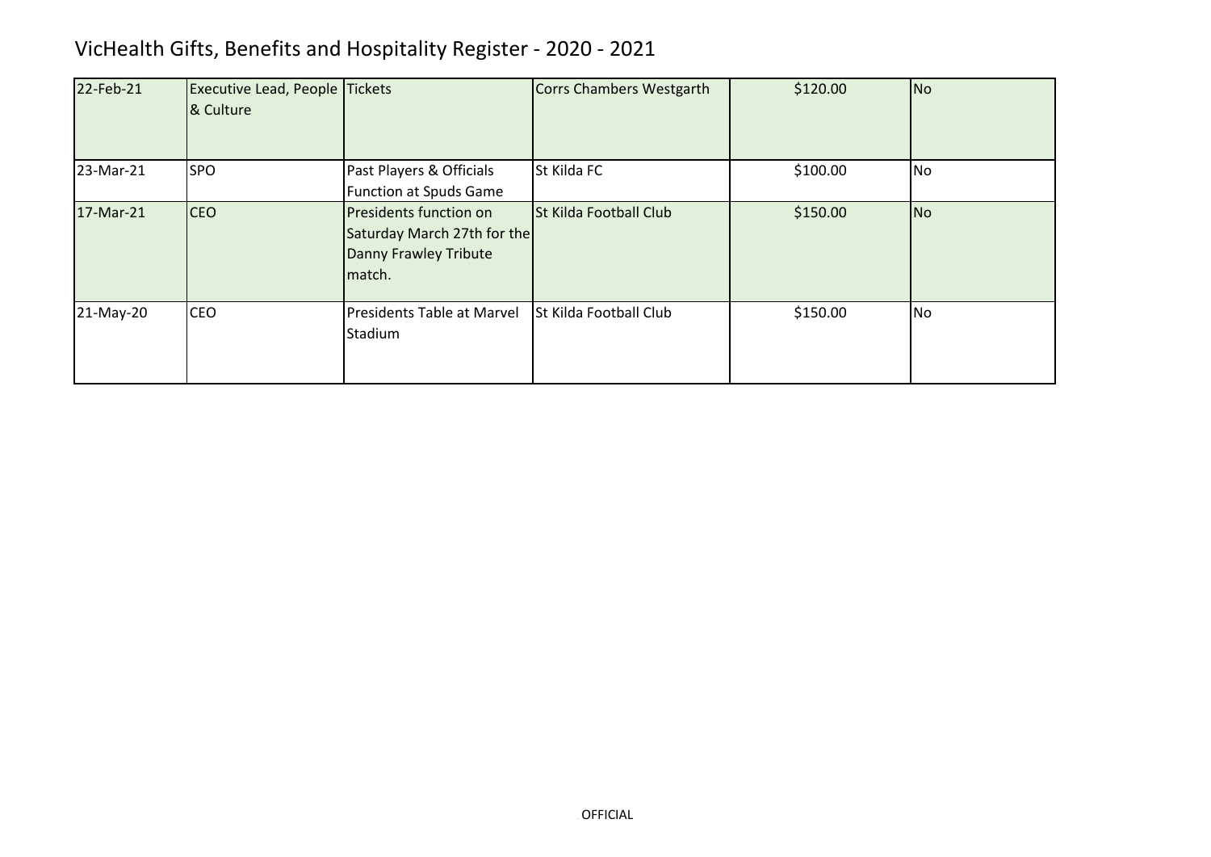# VicHealth Gifts, Benefits and Hospitality Register - 2020 - 2021

| | | | | | |
|---|---|---|---|---|---|
| 22-Feb-21 | Executive Lead, People & Culture | Tickets | Corrs Chambers Westgarth | $120.00 | No |
| 23-Mar-21 | SPO | Past Players & Officials Function at Spuds Game | St Kilda FC | $100.00 | No |
| 17-Mar-21 | CEO | Presidents function on Saturday March 27th for the Danny Frawley Tribute match. | St Kilda Football Club | $150.00 | No |
| 21-May-20 | CEO | Presidents Table at Marvel Stadium | St Kilda Football Club | $150.00 | No |

OFFICIAL